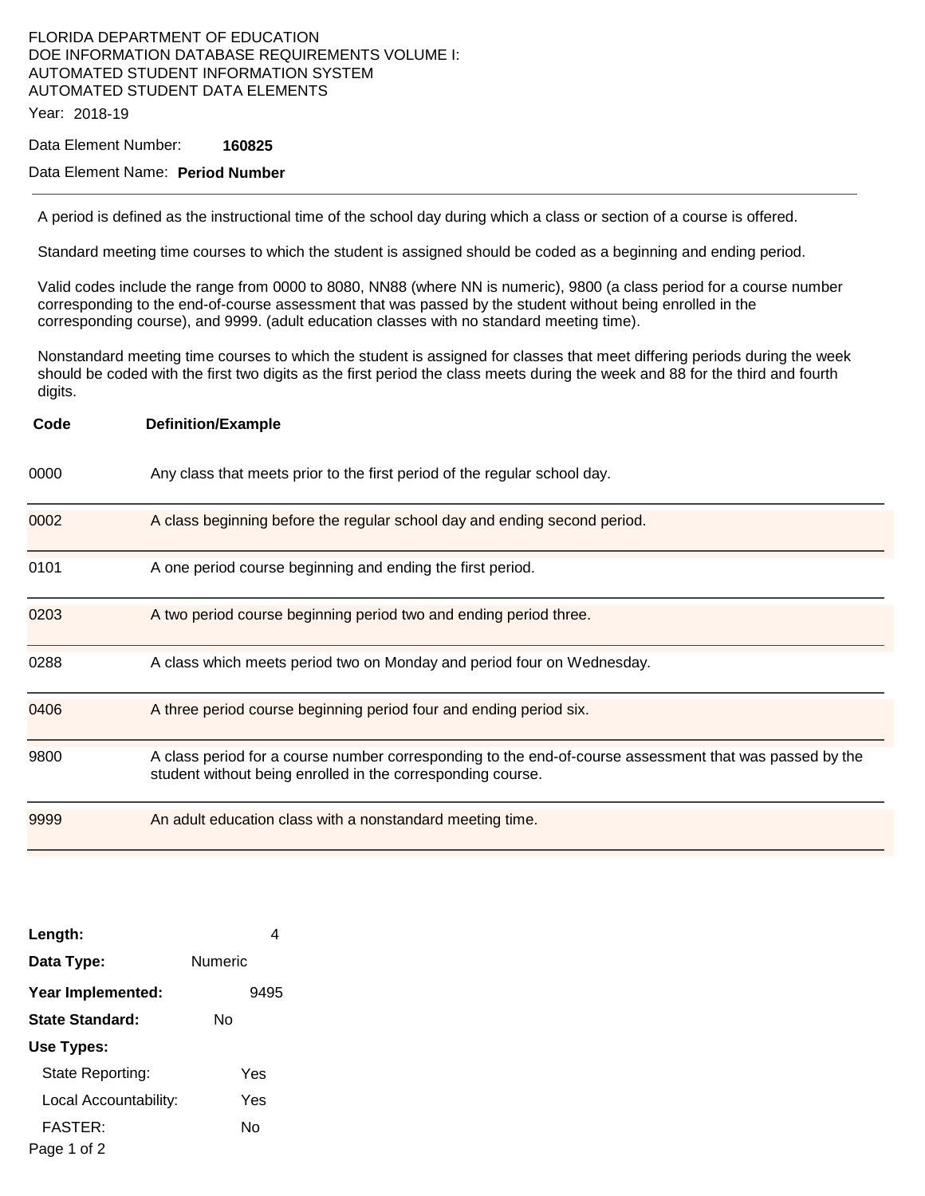FLORIDA DEPARTMENT OF EDUCATION
DOE INFORMATION DATABASE REQUIREMENTS VOLUME I:
AUTOMATED STUDENT INFORMATION SYSTEM
AUTOMATED STUDENT DATA ELEMENTS

Year: 2018-19

Data Element Number: **160825**

Data Element Name: **Period Number**

---

A period is defined as the instructional time of the school day during which a class or section of a course is offered.

Standard meeting time courses to which the student is assigned should be coded as a beginning and ending period.

Valid codes include the range from 0000 to 8080, NN88 (where NN is numeric), 9800 (a class period for a course number corresponding to the end-of-course assessment that was passed by the student without being enrolled in the corresponding course), and 9999. (adult education classes with no standard meeting time).

Nonstandard meeting time courses to which the student is assigned for classes that meet differing periods during the week should be coded with the first two digits as the first period the class meets during the week and 88 for the third and fourth digits.

| Code | Definition/Example |
|---|---|
| 0000 | Any class that meets prior to the first period of the regular school day. |
| 0002 | A class beginning before the regular school day and ending second period. |
| 0101 | A one period course beginning and ending the first period. |
| 0203 | A two period course beginning period two and ending period three. |
| 0288 | A class which meets period two on Monday and period four on Wednesday. |
| 0406 | A three period course beginning period four and ending period six. |
| 9800 | A class period for a course number corresponding to the end-of-course assessment that was passed by the student without being enrolled in the corresponding course. |
| 9999 | An adult education class with a nonstandard meeting time. |

**Length:** 4

**Data Type:** Numeric

**Year Implemented:** 9495

**State Standard:** No

**Use Types:**

- State Reporting: Yes
- Local Accountability: Yes
- FASTER: No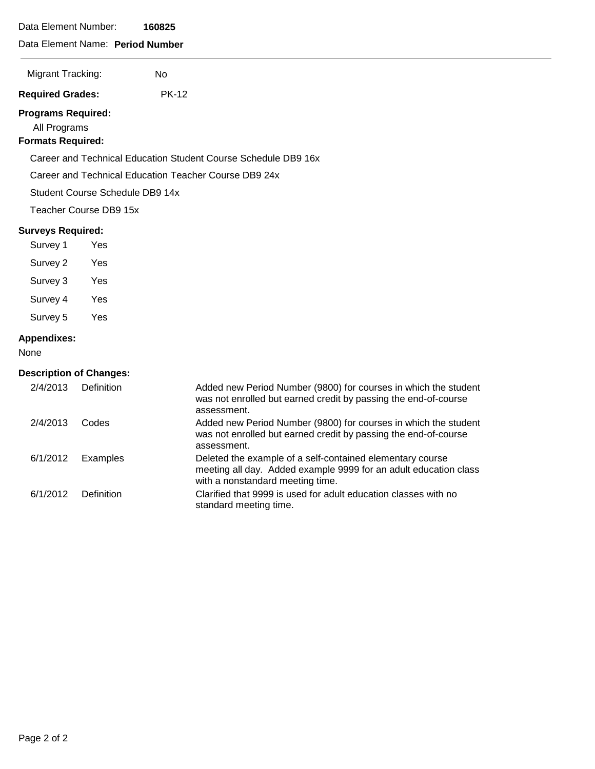Data Element Number: **160825**

Data Element Name: **Period Number**

---

Migrant Tracking: No

**Required Grades:** PK-12

**Programs Required:**

All Programs

**Formats Required:**

Career and Technical Education Student Course Schedule DB9 16x

Career and Technical Education Teacher Course DB9 24x

Student Course Schedule DB9 14x

Teacher Course DB9 15x

**Surveys Required:**

| | |
|---|---|
| Survey 1 | Yes |
| Survey 2 | Yes |
| Survey 3 | Yes |
| Survey 4 | Yes |
| Survey 5 | Yes |

**Appendixes:**

None

**Description of Changes:**

| | | |
|---|---|---|
| 2/4/2013 | Definition | Added new Period Number (9800) for courses in which the student was not enrolled but earned credit by passing the end-of-course assessment. |
| 2/4/2013 | Codes | Added new Period Number (9800) for courses in which the student was not enrolled but earned credit by passing the end-of-course assessment. |
| 6/1/2012 | Examples | Deleted the example of a self-contained elementary course meeting all day. Added example 9999 for an adult education class with a nonstandard meeting time. |
| 6/1/2012 | Definition | Clarified that 9999 is used for adult education classes with no standard meeting time. |